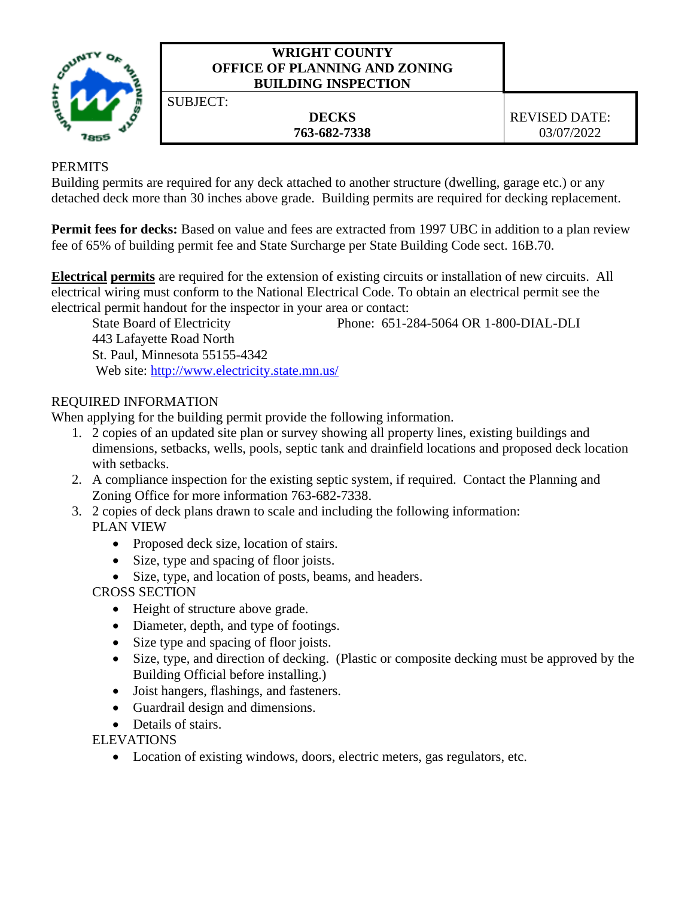**WRIGHT COUNTY**
**OFFICE OF PLANNING AND ZONING**
**BUILDING INSPECTION**

SUBJECT:

**DECKS**
**763-682-7338**

REVISED DATE: 03/07/2022

PERMITS

Building permits are required for any deck attached to another structure (dwelling, garage etc.) or any detached deck more than 30 inches above grade. Building permits are required for decking replacement.

**Permit fees for decks:** Based on value and fees are extracted from 1997 UBC in addition to a plan review fee of 65% of building permit fee and State Surcharge per State Building Code sect. 16B.70.

**Electrical permits** are required for the extension of existing circuits or installation of new circuits. All electrical wiring must conform to the National Electrical Code. To obtain an electrical permit see the electrical permit handout for the inspector in your area or contact:

State Board of Electricity — Phone: 651-284-5064 OR 1-800-DIAL-DLI
443 Lafayette Road North
St. Paul, Minnesota 55155-4342
Web site: http://www.electricity.state.mn.us/

REQUIRED INFORMATION

When applying for the building permit provide the following information.

1. 2 copies of an updated site plan or survey showing all property lines, existing buildings and dimensions, setbacks, wells, pools, septic tank and drainfield locations and proposed deck location with setbacks.
2. A compliance inspection for the existing septic system, if required. Contact the Planning and Zoning Office for more information 763-682-7338.
3. 2 copies of deck plans drawn to scale and including the following information:

   PLAN VIEW
   - Proposed deck size, location of stairs.
   - Size, type and spacing of floor joists.
   - Size, type, and location of posts, beams, and headers.

   CROSS SECTION
   - Height of structure above grade.
   - Diameter, depth, and type of footings.
   - Size type and spacing of floor joists.
   - Size, type, and direction of decking. (Plastic or composite decking must be approved by the Building Official before installing.)
   - Joist hangers, flashings, and fasteners.
   - Guardrail design and dimensions.
   - Details of stairs.

   ELEVATIONS
   - Location of existing windows, doors, electric meters, gas regulators, etc.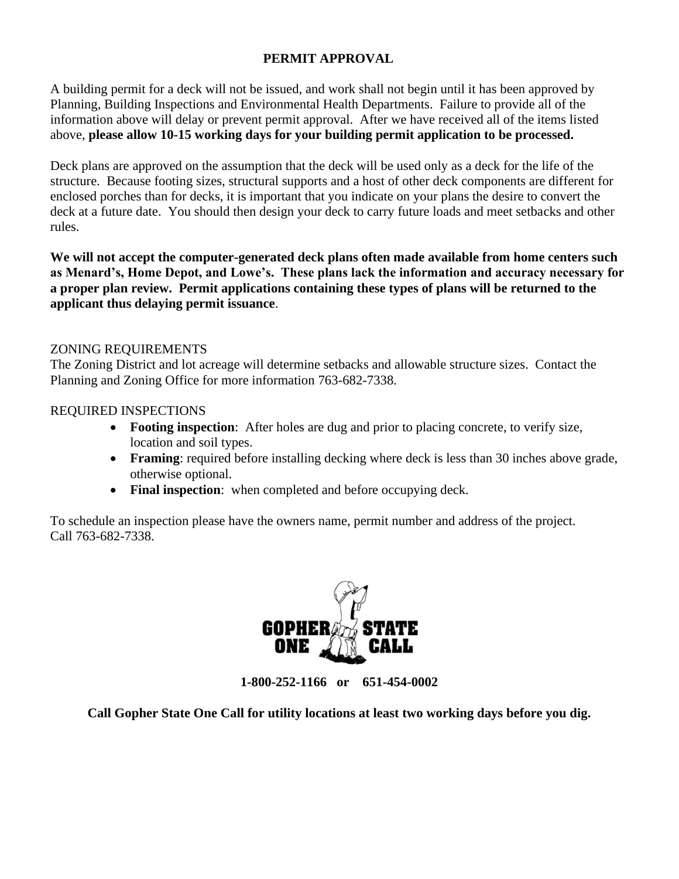## PERMIT APPROVAL

A building permit for a deck will not be issued, and work shall not begin until it has been approved by Planning, Building Inspections and Environmental Health Departments. Failure to provide all of the information above will delay or prevent permit approval. After we have received all of the items listed above, **please allow 10-15 working days for your building permit application to be processed.**

Deck plans are approved on the assumption that the deck will be used only as a deck for the life of the structure. Because footing sizes, structural supports and a host of other deck components are different for enclosed porches than for decks, it is important that you indicate on your plans the desire to convert the deck at a future date. You should then design your deck to carry future loads and meet setbacks and other rules.

**We will not accept the computer-generated deck plans often made available from home centers such as Menard's, Home Depot, and Lowe's. These plans lack the information and accuracy necessary for a proper plan review. Permit applications containing these types of plans will be returned to the applicant thus delaying permit issuance**.

ZONING REQUIREMENTS

The Zoning District and lot acreage will determine setbacks and allowable structure sizes. Contact the Planning and Zoning Office for more information 763-682-7338.

REQUIRED INSPECTIONS

- **Footing inspection**: After holes are dug and prior to placing concrete, to verify size, location and soil types.
- **Framing**: required before installing decking where deck is less than 30 inches above grade, otherwise optional.
- **Final inspection**: when completed and before occupying deck.

To schedule an inspection please have the owners name, permit number and address of the project. Call 763-682-7338.

GOPHER STATE ONE CALL

**1-800-252-1166 or 651-454-0002**

**Call Gopher State One Call for utility locations at least two working days before you dig.**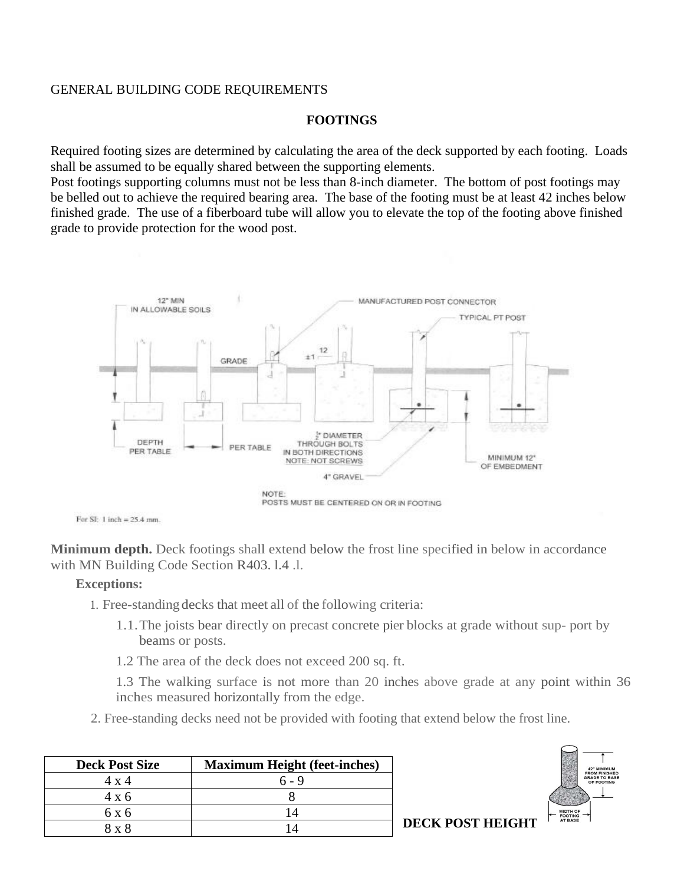GENERAL BUILDING CODE REQUIREMENTS

## FOOTINGS

Required footing sizes are determined by calculating the area of the deck supported by each footing. Loads shall be assumed to be equally shared between the supporting elements.
Post footings supporting columns must not be less than 8-inch diameter. The bottom of post footings may be belled out to achieve the required bearing area. The base of the footing must be at least 42 inches below finished grade. The use of a fiberboard tube will allow you to elevate the top of the footing above finished grade to provide protection for the wood post.

**Minimum depth.** Deck footings shall extend below the frost line specified in below in accordance with MN Building Code Section R403. l.4 .l.

**Exceptions:**

1. Free-standing decks that meet all of the following criteria:
   1.1. The joists bear directly on precast concrete pier blocks at grade without sup- port by beams or posts.
   1.2 The area of the deck does not exceed 200 sq. ft.
   1.3 The walking surface is not more than 20 inches above grade at any point within 36 inches measured horizontally from the edge.
2. Free-standing decks need not be provided with footing that extend below the frost line.

| Deck Post Size | Maximum Height (feet-inches) |
|---|---|
| 4 x 4 | 6 - 9 |
| 4 x 6 | 8 |
| 6 x 6 | 14 |
| 8 x 8 | 14 |

**DECK POST HEIGHT**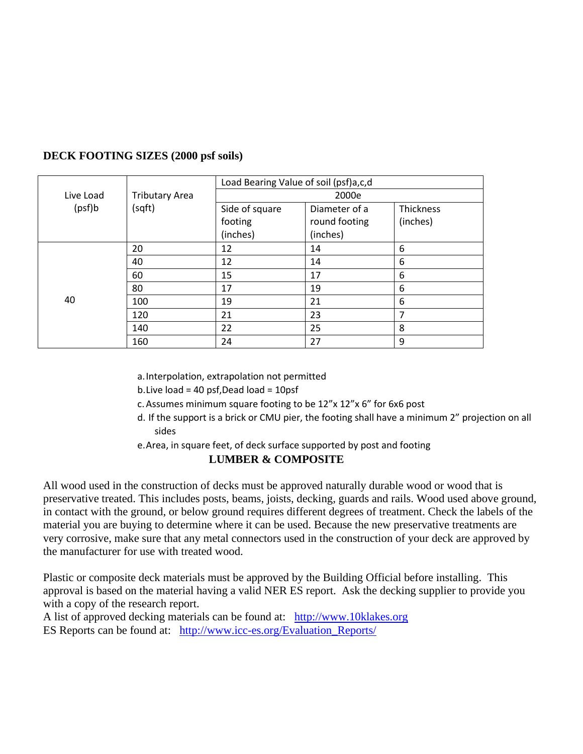## DECK FOOTING SIZES (2000 psf soils)

| Live Load (psf)b | Tributary Area (sqft) | Load Bearing Value of soil (psf)a,c,d | | |
|---|---|---|---|---|
| | | 2000e | | |
| | | Side of square footing (inches) | Diameter of a round footing (inches) | Thickness (inches) |
| 40 | 20 | 12 | 14 | 6 |
| | 40 | 12 | 14 | 6 |
| | 60 | 15 | 17 | 6 |
| | 80 | 17 | 19 | 6 |
| | 100 | 19 | 21 | 6 |
| | 120 | 21 | 23 | 7 |
| | 140 | 22 | 25 | 8 |
| | 160 | 24 | 27 | 9 |

a. Interpolation, extrapolation not permitted

b. Live load = 40 psf,Dead load = 10psf

c. Assumes minimum square footing to be 12”x 12”x 6” for 6x6 post

d. If the support is a brick or CMU pier, the footing shall have a minimum 2” projection on all sides

e. Area, in square feet, of deck surface supported by post and footing

## LUMBER & COMPOSITE

All wood used in the construction of decks must be approved naturally durable wood or wood that is preservative treated. This includes posts, beams, joists, decking, guards and rails. Wood used above ground, in contact with the ground, or below ground requires different degrees of treatment. Check the labels of the material you are buying to determine where it can be used. Because the new preservative treatments are very corrosive, make sure that any metal connectors used in the construction of your deck are approved by the manufacturer for use with treated wood.

Plastic or composite deck materials must be approved by the Building Official before installing. This approval is based on the material having a valid NER ES report. Ask the decking supplier to provide you with a copy of the research report.

A list of approved decking materials can be found at: http://www.10klakes.org

ES Reports can be found at: http://www.icc-es.org/Evaluation_Reports/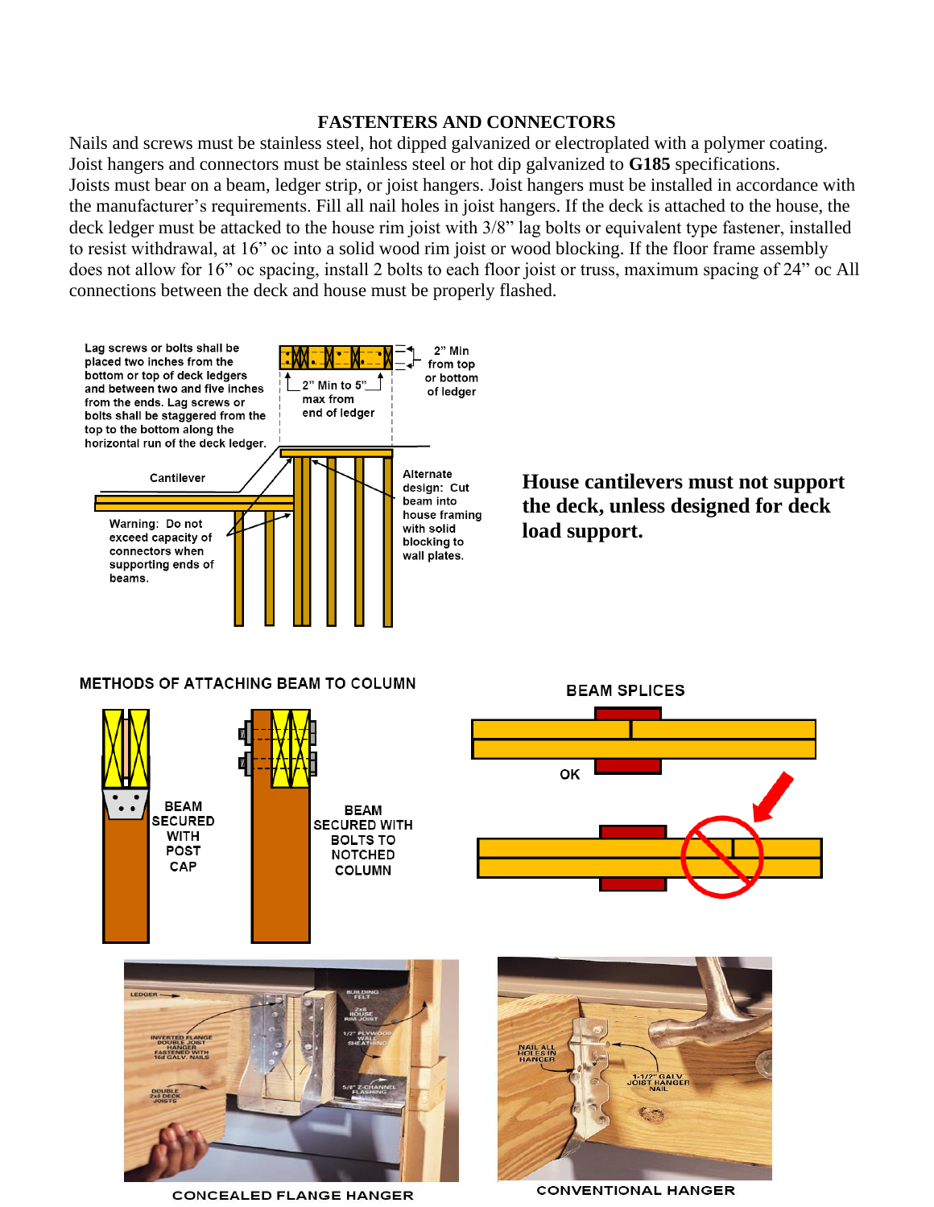## FASTENTERS AND CONNECTORS

Nails and screws must be stainless steel, hot dipped galvanized or electroplated with a polymer coating. Joist hangers and connectors must be stainless steel or hot dip galvanized to **G185** specifications. Joists must bear on a beam, ledger strip, or joist hangers. Joist hangers must be installed in accordance with the manufacturer's requirements. Fill all nail holes in joist hangers. If the deck is attached to the house, the deck ledger must be attacked to the house rim joist with 3/8" lag bolts or equivalent type fastener, installed to resist withdrawal, at 16" oc into a solid wood rim joist or wood blocking. If the floor frame assembly does not allow for 16" oc spacing, install 2 bolts to each floor joist or truss, maximum spacing of 24" oc All connections between the deck and house must be properly flashed.

Lag screws or bolts shall be placed two inches from the bottom or top of deck ledgers and between two and five inches from the ends. Lag screws or bolts shall be staggered from the top to the bottom along the horizontal run of the deck ledger.

2" Min from top or bottom of ledger

2" Min to 5" max from end of ledger

Cantilever

Warning: Do not exceed capacity of connectors when supporting ends of beams.

Alternate design: Cut beam into house framing with solid blocking to wall plates.

**House cantilevers must not support the deck, unless designed for deck load support.**

METHODS OF ATTACHING BEAM TO COLUMN

BEAM SECURED WITH POST CAP

BEAM SECURED WITH BOLTS TO NOTCHED COLUMN

BEAM SPLICES

OK

LEDGER

INVERTED FLANGE DOUBLE JOIST HANGER FASTENED WITH 16d GALV. NAILS

DOUBLE 2x8 DECK JOISTS

BUILDING FELT

2x8 HOUSE RIM JOIST

1/2" PLYWOOD WALL SHEATHING

5/8" Z-CHANNEL FLASHING

CONCEALED FLANGE HANGER

NAIL ALL HOLES IN HANGER

1-1/2" GALV. JOIST HANGER NAIL

CONVENTIONAL HANGER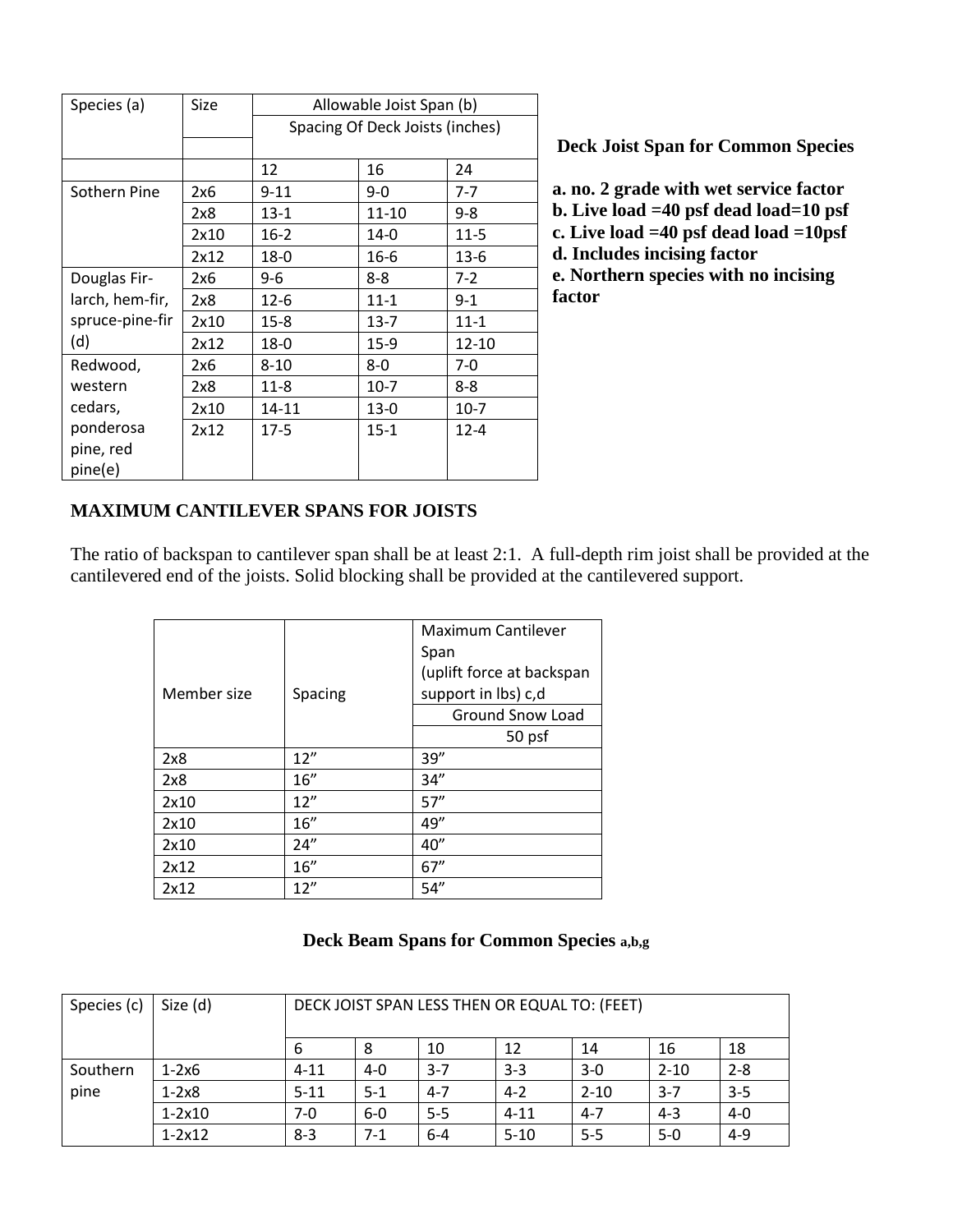| Species (a) | Size | Allowable Joist Span (b) | | |
|---|---|---|---|---|
| | | Spacing Of Deck Joists (inches) | | |
| | | 12 | 16 | 24 |
| Sothern Pine | 2x6 | 9-11 | 9-0 | 7-7 |
| | 2x8 | 13-1 | 11-10 | 9-8 |
| | 2x10 | 16-2 | 14-0 | 11-5 |
| | 2x12 | 18-0 | 16-6 | 13-6 |
| Douglas Fir-larch, hem-fir, spruce-pine-fir (d) | 2x6 | 9-6 | 8-8 | 7-2 |
| | 2x8 | 12-6 | 11-1 | 9-1 |
| | 2x10 | 15-8 | 13-7 | 11-1 |
| | 2x12 | 18-0 | 15-9 | 12-10 |
| Redwood, western cedars, ponderosa pine, red pine(e) | 2x6 | 8-10 | 8-0 | 7-0 |
| | 2x8 | 11-8 | 10-7 | 8-8 |
| | 2x10 | 14-11 | 13-0 | 10-7 |
| | 2x12 | 17-5 | 15-1 | 12-4 |

**Deck Joist Span for Common Species**

**a. no. 2 grade with wet service factor**
**b. Live load =40 psf dead load=10 psf**
**c. Live load =40 psf dead load =10psf**
**d. Includes incising factor**
**e. Northern species with no incising factor**

## MAXIMUM CANTILEVER SPANS FOR JOISTS

The ratio of backspan to cantilever span shall be at least 2:1. A full-depth rim joist shall be provided at the cantilevered end of the joists. Solid blocking shall be provided at the cantilevered support.

| Member size | Spacing | Maximum Cantilever Span (uplift force at backspan support in lbs) c,d |
|---|---|---|
| | | Ground Snow Load |
| | | 50 psf |
| 2x8 | 12" | 39" |
| 2x8 | 16" | 34" |
| 2x10 | 12" | 57" |
| 2x10 | 16" | 49" |
| 2x10 | 24" | 40" |
| 2x12 | 16" | 67" |
| 2x12 | 12" | 54" |

**Deck Beam Spans for Common Species a,b,g**

| Species (c) | Size (d) | DECK JOIST SPAN LESS THEN OR EQUAL TO: (FEET) | | | | | | |
|---|---|---|---|---|---|---|---|---|
| | | 6 | 8 | 10 | 12 | 14 | 16 | 18 |
| Southern pine | 1-2x6 | 4-11 | 4-0 | 3-7 | 3-3 | 3-0 | 2-10 | 2-8 |
| | 1-2x8 | 5-11 | 5-1 | 4-7 | 4-2 | 2-10 | 3-7 | 3-5 |
| | 1-2x10 | 7-0 | 6-0 | 5-5 | 4-11 | 4-7 | 4-3 | 4-0 |
| | 1-2x12 | 8-3 | 7-1 | 6-4 | 5-10 | 5-5 | 5-0 | 4-9 |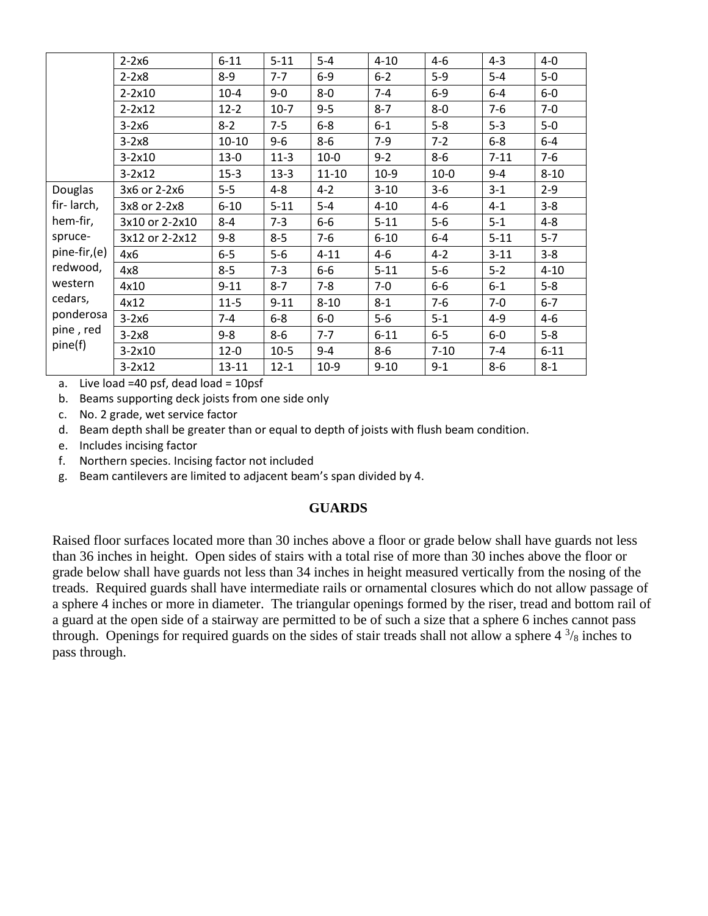| | | | | | | | | |
|---|---|---|---|---|---|---|---|---|
| | 2-2x6 | 6-11 | 5-11 | 5-4 | 4-10 | 4-6 | 4-3 | 4-0 |
| | 2-2x8 | 8-9 | 7-7 | 6-9 | 6-2 | 5-9 | 5-4 | 5-0 |
| | 2-2x10 | 10-4 | 9-0 | 8-0 | 7-4 | 6-9 | 6-4 | 6-0 |
| | 2-2x12 | 12-2 | 10-7 | 9-5 | 8-7 | 8-0 | 7-6 | 7-0 |
| | 3-2x6 | 8-2 | 7-5 | 6-8 | 6-1 | 5-8 | 5-3 | 5-0 |
| | 3-2x8 | 10-10 | 9-6 | 8-6 | 7-9 | 7-2 | 6-8 | 6-4 |
| | 3-2x10 | 13-0 | 11-3 | 10-0 | 9-2 | 8-6 | 7-11 | 7-6 |
| | 3-2x12 | 15-3 | 13-3 | 11-10 | 10-9 | 10-0 | 9-4 | 8-10 |
| Douglas fir- larch, hem-fir, spruce-pine-fir,(e) redwood, western cedars, ponderosa pine , red pine(f) | 3x6 or 2-2x6 | 5-5 | 4-8 | 4-2 | 3-10 | 3-6 | 3-1 | 2-9 |
| | 3x8 or 2-2x8 | 6-10 | 5-11 | 5-4 | 4-10 | 4-6 | 4-1 | 3-8 |
| | 3x10 or 2-2x10 | 8-4 | 7-3 | 6-6 | 5-11 | 5-6 | 5-1 | 4-8 |
| | 3x12 or 2-2x12 | 9-8 | 8-5 | 7-6 | 6-10 | 6-4 | 5-11 | 5-7 |
| | 4x6 | 6-5 | 5-6 | 4-11 | 4-6 | 4-2 | 3-11 | 3-8 |
| | 4x8 | 8-5 | 7-3 | 6-6 | 5-11 | 5-6 | 5-2 | 4-10 |
| | 4x10 | 9-11 | 8-7 | 7-8 | 7-0 | 6-6 | 6-1 | 5-8 |
| | 4x12 | 11-5 | 9-11 | 8-10 | 8-1 | 7-6 | 7-0 | 6-7 |
| | 3-2x6 | 7-4 | 6-8 | 6-0 | 5-6 | 5-1 | 4-9 | 4-6 |
| | 3-2x8 | 9-8 | 8-6 | 7-7 | 6-11 | 6-5 | 6-0 | 5-8 |
| | 3-2x10 | 12-0 | 10-5 | 9-4 | 8-6 | 7-10 | 7-4 | 6-11 |
| | 3-2x12 | 13-11 | 12-1 | 10-9 | 9-10 | 9-1 | 8-6 | 8-1 |

a. Live load =40 psf, dead load = 10psf
b. Beams supporting deck joists from one side only
c. No. 2 grade, wet service factor
d. Beam depth shall be greater than or equal to depth of joists with flush beam condition.
e. Includes incising factor
f. Northern species. Incising factor not included
g. Beam cantilevers are limited to adjacent beam's span divided by 4.

## GUARDS

Raised floor surfaces located more than 30 inches above a floor or grade below shall have guards not less than 36 inches in height. Open sides of stairs with a total rise of more than 30 inches above the floor or grade below shall have guards not less than 34 inches in height measured vertically from the nosing of the treads. Required guards shall have intermediate rails or ornamental closures which do not allow passage of a sphere 4 inches or more in diameter. The triangular openings formed by the riser, tread and bottom rail of a guard at the open side of a stairway are permitted to be of such a size that a sphere 6 inches cannot pass through. Openings for required guards on the sides of stair treads shall not allow a sphere 4 $^{3}/_{8}$ inches to pass through.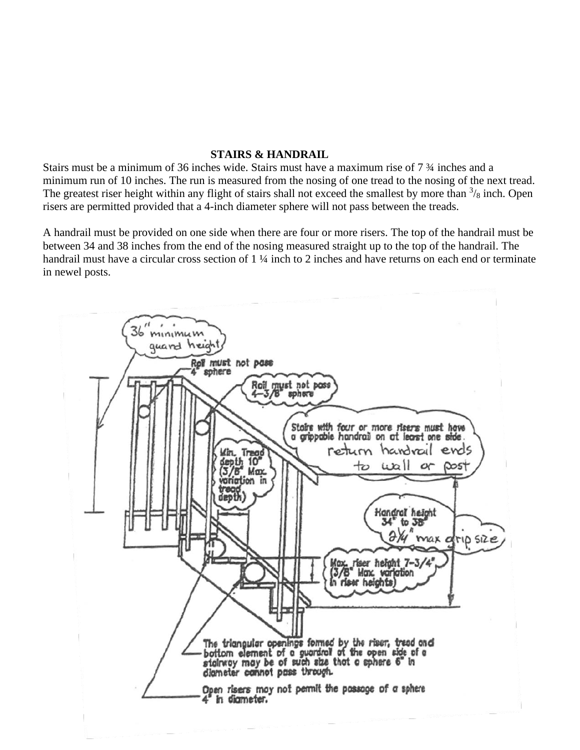## STAIRS & HANDRAIL

Stairs must be a minimum of 36 inches wide. Stairs must have a maximum rise of 7 ¾ inches and a minimum run of 10 inches. The run is measured from the nosing of one tread to the nosing of the next tread. The greatest riser height within any flight of stairs shall not exceed the smallest by more than $^{3}/_{8}$ inch. Open risers are permitted provided that a 4-inch diameter sphere will not pass between the treads.

A handrail must be provided on one side when there are four or more risers. The top of the handrail must be between 34 and 38 inches from the end of the nosing measured straight up to the top of the handrail. The handrail must have a circular cross section of 1 ¼ inch to 2 inches and have returns on each end or terminate in newel posts.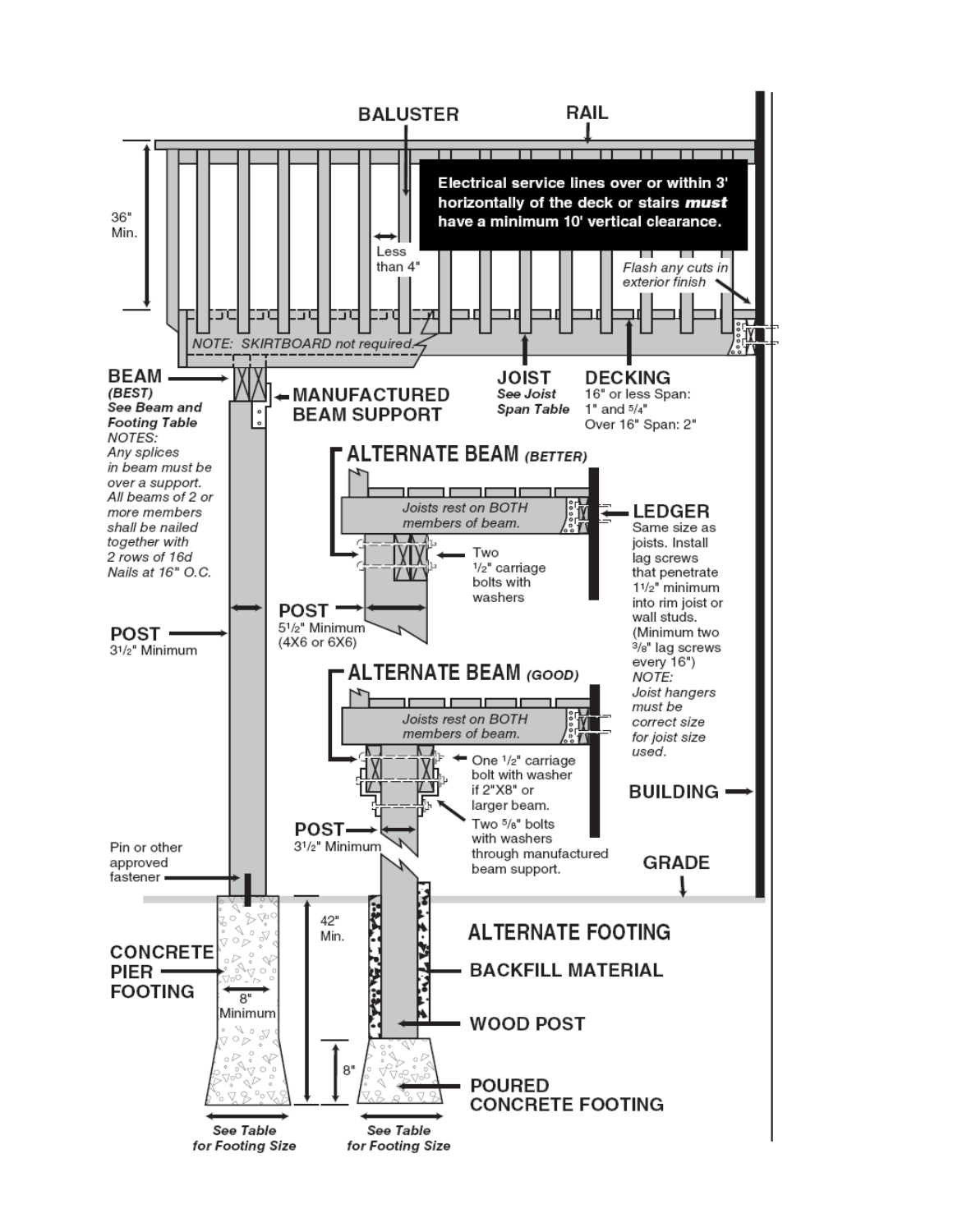BALUSTER

RAIL

36" Min.

Less than 4"

**Electrical service lines over or within 3' horizontally of the deck or stairs *must* have a minimum 10' vertical clearance.**

*Flash any cuts in exterior finish*

*NOTE: SKIRTBOARD not required.*

**BEAM**
***(BEST)***
***See Beam and Footing Table***
*NOTES:*
*Any splices in beam must be over a support.*
*All beams of 2 or more members shall be nailed together with 2 rows of 16d Nails at 16" O.C.*

**MANUFACTURED BEAM SUPPORT**

**JOIST**
***See Joist Span Table***

**DECKING**
16" or less Span: 1" and 5/4"
Over 16" Span: 2"

**ALTERNATE BEAM *(BETTER)***

*Joists rest on BOTH members of beam.*

Two 1/2" carriage bolts with washers

**LEDGER**
Same size as joists. Install lag screws that penetrate 1 1/2" minimum into rim joist or wall studs. (Minimum two 3/8" lag screws every 16")
*NOTE:*
*Joist hangers must be correct size for joist size used.*

**POST**
5 1/2" Minimum (4X6 or 6X6)

**POST**
3 1/2" Minimum

**ALTERNATE BEAM *(GOOD)***

*Joists rest on BOTH members of beam.*

One 1/2" carriage bolt with washer if 2"X8" or larger beam.

Two 5/8" bolts with washers through manufactured beam support.

**BUILDING**

**POST**
3 1/2" Minimum

**GRADE**

Pin or other approved fastener

42" Min.

**CONCRETE PIER FOOTING**

8" Minimum

8"

**ALTERNATE FOOTING**

**BACKFILL MATERIAL**

**WOOD POST**

**POURED CONCRETE FOOTING**

***See Table for Footing Size***

***See Table for Footing Size***